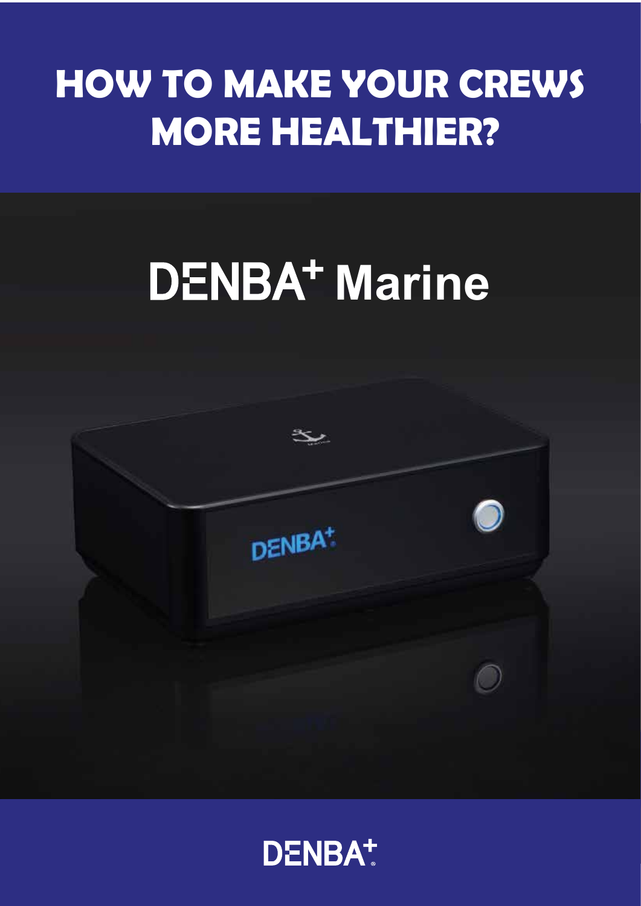# HOW TO MAKE YOUR CREWS MORE HEALTHIER?

## DENBA+ Marine

DENBA+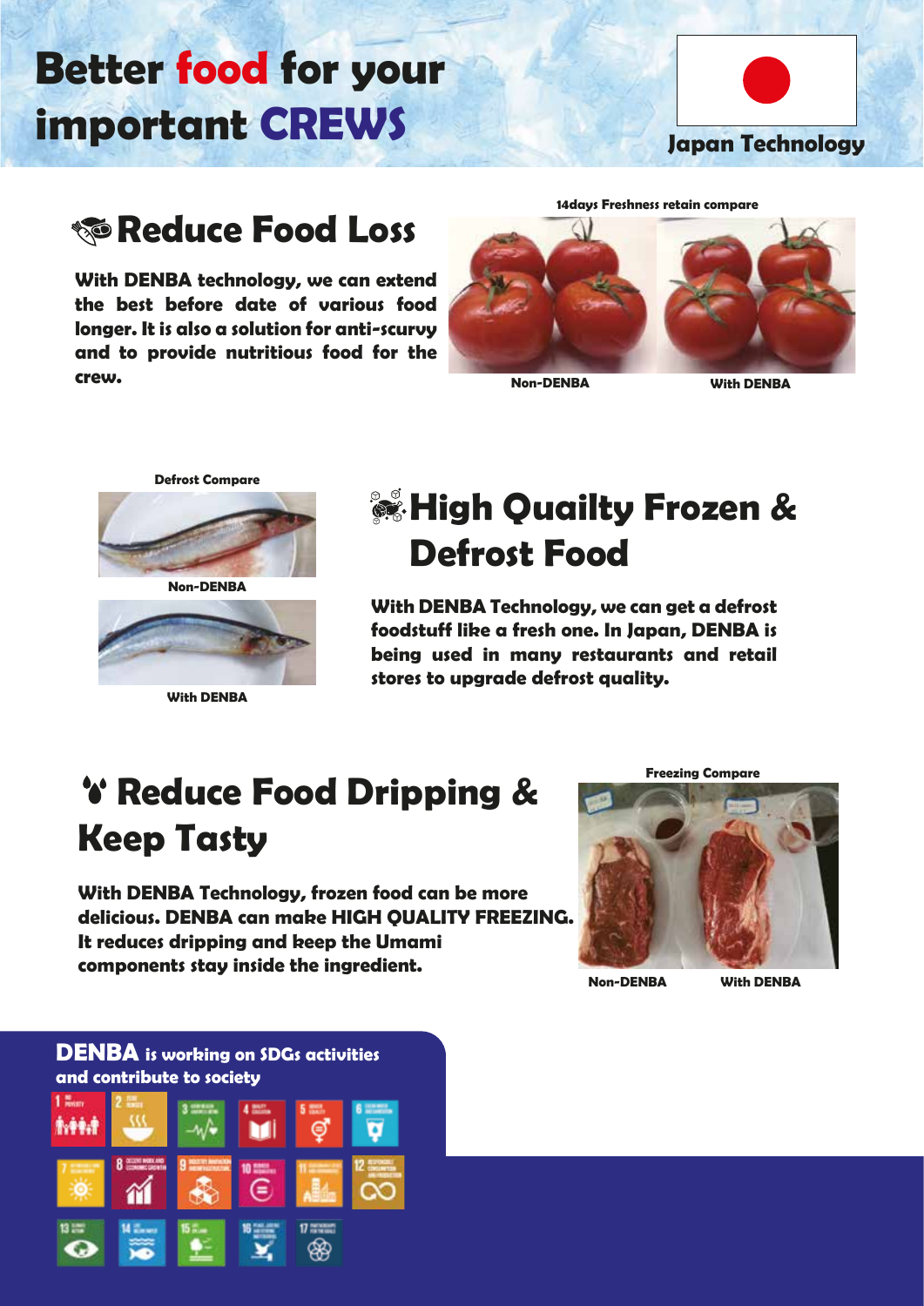# Better food for your important CREWS

Japan Technology

## Reduce Food Loss

**With DENBA technology, we can extend the best before date of various food longer. It is also a solution for anti-scurvy and to provide nutritious food for the crew.**

14days Freshness retain compare

Non-DENBA

With DENBA

## High Quailty Frozen & Defrost Food

Defrost Compare

Non-DENBA

With DENBA

**With DENBA Technology, we can get a defrost foodstuff like a fresh one. In Japan, DENBA is being used in many restaurants and retail stores to upgrade defrost quality.**

## Reduce Food Dripping & Keep Tasty

**With DENBA Technology, frozen food can be more delicious. DENBA can make HIGH QUALITY FREEZING. It reduces dripping and keep the Umami components stay inside the ingredient.**

Freezing Compare

Non-DENBA

With DENBA

**DENBA is working on SDGs activities and contribute to society**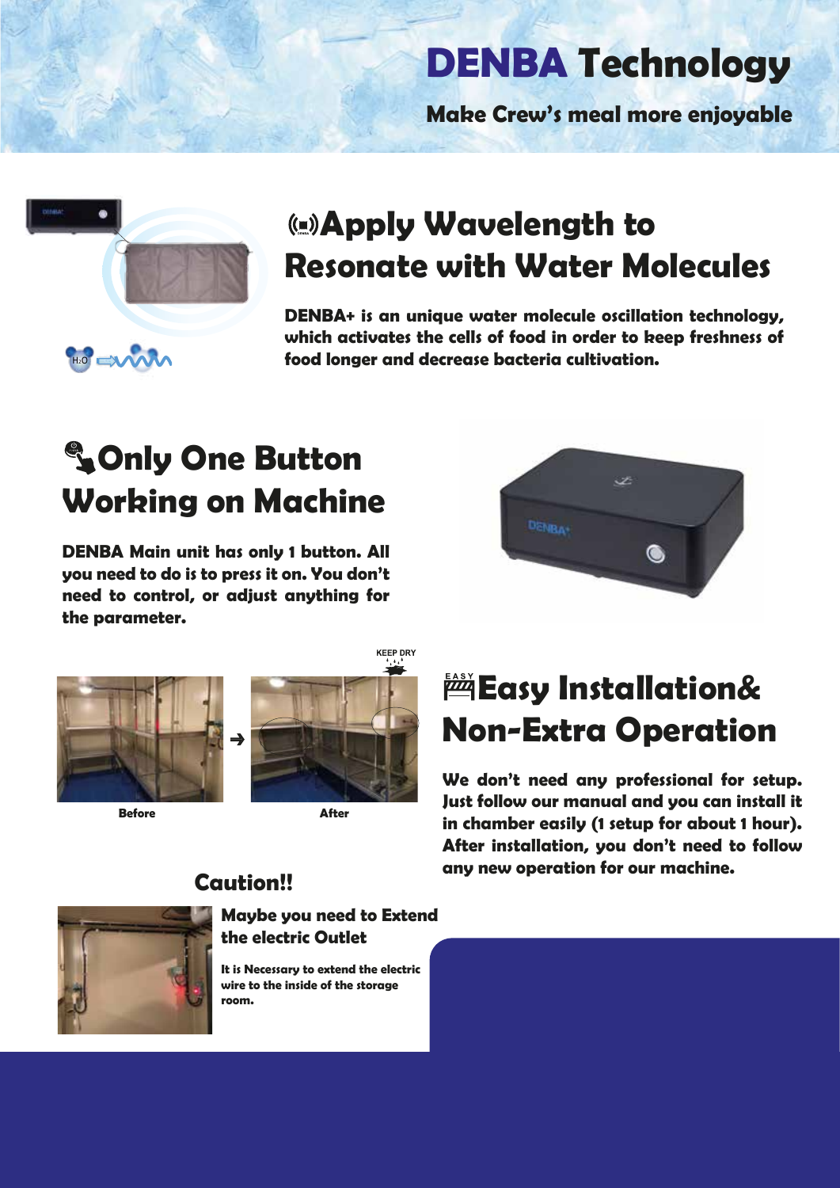# DENBA Technology

**Make Crew's meal more enjoyable**

## Apply Wavelength to Resonate with Water Molecules

**DENBA+ is an unique water molecule oscillation technology, which activates the cells of food in order to keep freshness of food longer and decrease bacteria cultivation.**

## Only One Button Working on Machine

**DENBA Main unit has only 1 button. All you need to do is to press it on. You don't need to control, or adjust anything for the parameter.**

KEEP DRY

Before → After

## Easy Installation& Non-Extra Operation

**We don't need any professional for setup. Just follow our manual and you can install it in chamber easily (1 setup for about 1 hour). After installation, you don't need to follow any new operation for our machine.**

### Caution!!

**Maybe you need to Extend the electric Outlet**

**It is Necessary to extend the electric wire to the inside of the storage room.**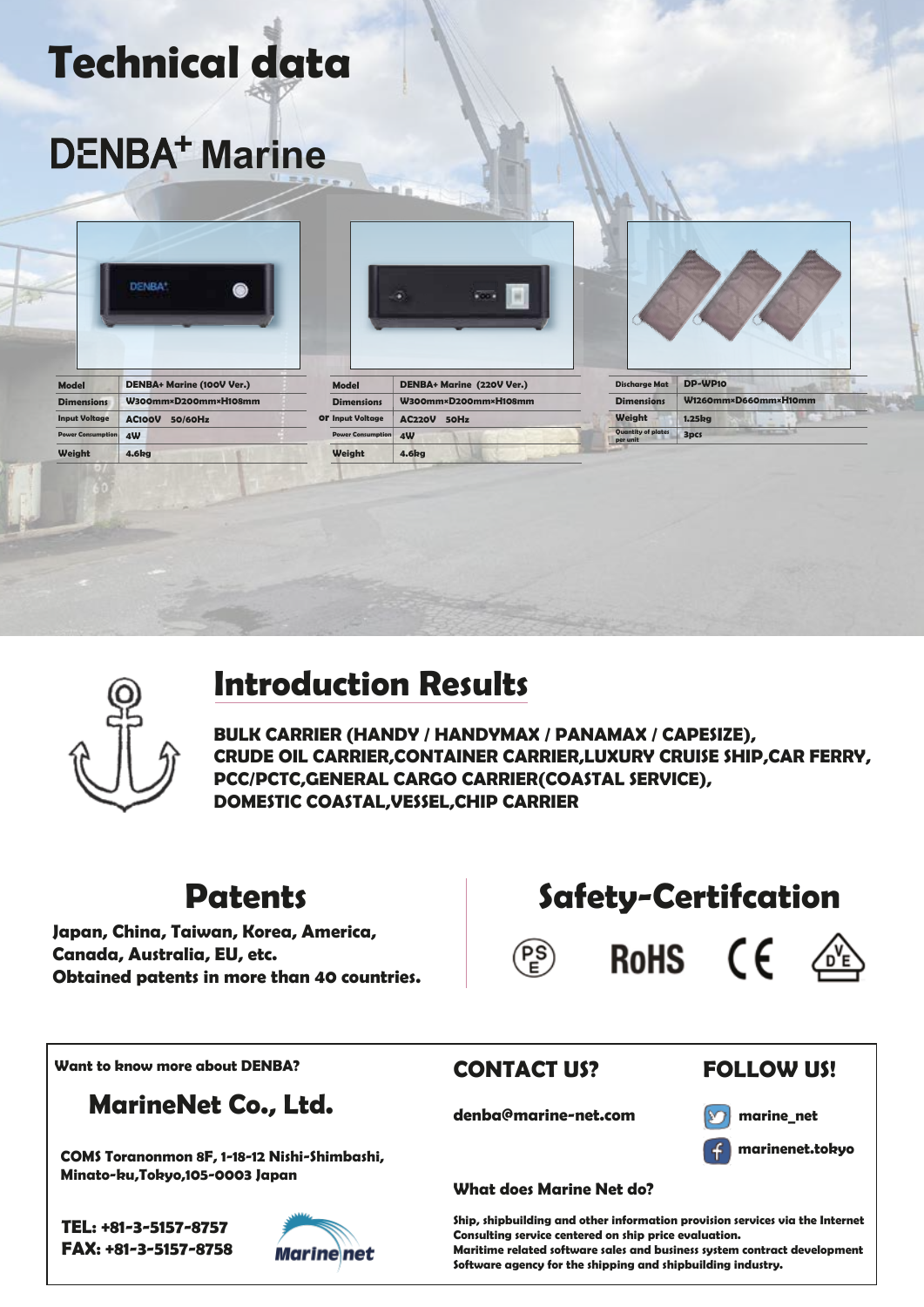# Technical data

## DENBA+ Marine

| | |
|---|---|
| Model | DENBA+ Marine (100V Ver.) |
| Dimensions | W300mm×D200mm×H108mm |
| Input Voltage | AC100V 50/60Hz |
| Power Consumption | 4W |
| Weight | 4.6kg |

or

| | |
|---|---|
| Model | DENBA+ Marine (220V Ver.) |
| Dimensions | W300mm×D200mm×H108mm |
| Input Voltage | AC220V 50Hz |
| Power Consumption | 4W |
| Weight | 4.6kg |

| | |
|---|---|
| Discharge Mat | DP-WP10 |
| Dimensions | W1260mm×D660mm×H10mm |
| Weight | 1.25kg |
| Quantity of plates per unit | 3pcs |

## Introduction Results

**BULK CARRIER (HANDY / HANDYMAX / PANAMAX / CAPESIZE), CRUDE OIL CARRIER,CONTAINER CARRIER,LUXURY CRUISE SHIP,CAR FERRY, PCC/PCTC,GENERAL CARGO CARRIER(COASTAL SERVICE), DOMESTIC COASTAL,VESSEL,CHIP CARRIER**

## Patents

**Japan, China, Taiwan, Korea, America, Canada, Australia, EU, etc.**
**Obtained patents in more than 40 countries.**

## Safety-Certifcation

PSE RoHS CE VDE

**Want to know more about DENBA?**

### MarineNet Co., Ltd.

COMS Toranonmon 8F, 1-18-12 Nishi-Shimbashi, Minato-ku,Tokyo,105-0003 Japan

**TEL: +81-3-5157-8757**
**FAX: +81-3-5157-8758**

### CONTACT US?

denba@marine-net.com

### FOLLOW US!

marine_net
marinenet.tokyo

**What does Marine Net do?**

Ship, shipbuilding and other information provision services via the Internet
Consulting service centered on ship price evaluation.
Maritime related software sales and business system contract development
Software agency for the shipping and shipbuilding industry.